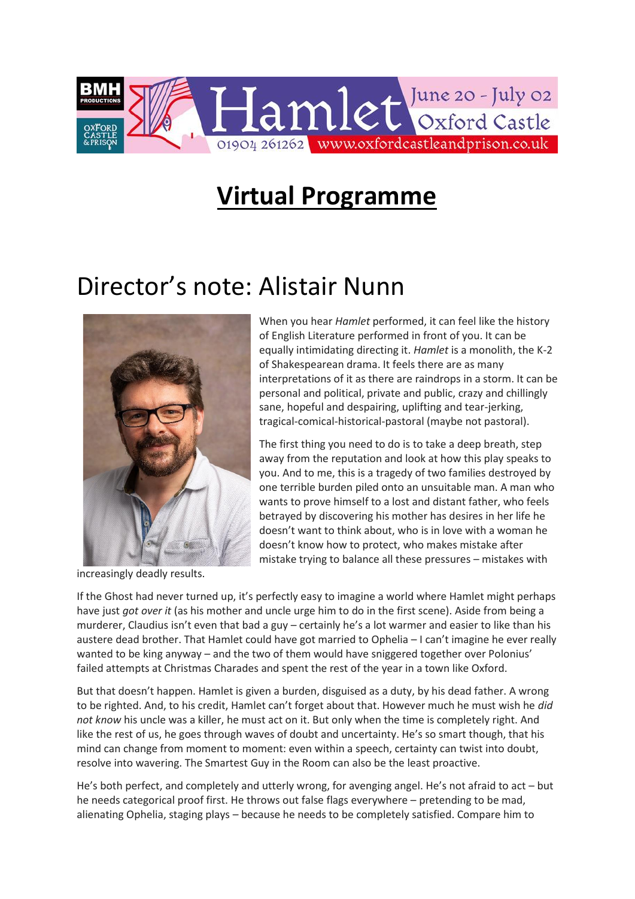Hamlet

June 20 - July 02
Oxford Castle
01904 261262 www.oxfordcastleandprison.co.uk

# Virtual Programme

## Director's note: Alistair Nunn

When you hear *Hamlet* performed, it can feel like the history of English Literature performed in front of you. It can be equally intimidating directing it. *Hamlet* is a monolith, the K-2 of Shakespearean drama. It feels there are as many interpretations of it as there are raindrops in a storm. It can be personal and political, private and public, crazy and chillingly sane, hopeful and despairing, uplifting and tear-jerking, tragical-comical-historical-pastoral (maybe not pastoral).

The first thing you need to do is to take a deep breath, step away from the reputation and look at how this play speaks to you. And to me, this is a tragedy of two families destroyed by one terrible burden piled onto an unsuitable man. A man who wants to prove himself to a lost and distant father, who feels betrayed by discovering his mother has desires in her life he doesn't want to think about, who is in love with a woman he doesn't know how to protect, who makes mistake after mistake trying to balance all these pressures – mistakes with increasingly deadly results.

If the Ghost had never turned up, it's perfectly easy to imagine a world where Hamlet might perhaps have just *got over it* (as his mother and uncle urge him to do in the first scene). Aside from being a murderer, Claudius isn't even that bad a guy – certainly he's a lot warmer and easier to like than his austere dead brother. That Hamlet could have got married to Ophelia – I can't imagine he ever really wanted to be king anyway – and the two of them would have sniggered together over Polonius' failed attempts at Christmas Charades and spent the rest of the year in a town like Oxford.

But that doesn't happen. Hamlet is given a burden, disguised as a duty, by his dead father. A wrong to be righted. And, to his credit, Hamlet can't forget about that. However much he must wish he *did not know* his uncle was a killer, he must act on it. But only when the time is completely right. And like the rest of us, he goes through waves of doubt and uncertainty. He's so smart though, that his mind can change from moment to moment: even within a speech, certainty can twist into doubt, resolve into wavering. The Smartest Guy in the Room can also be the least proactive.

He's both perfect, and completely and utterly wrong, for avenging angel. He's not afraid to act – but he needs categorical proof first. He throws out false flags everywhere – pretending to be mad, alienating Ophelia, staging plays – because he needs to be completely satisfied. Compare him to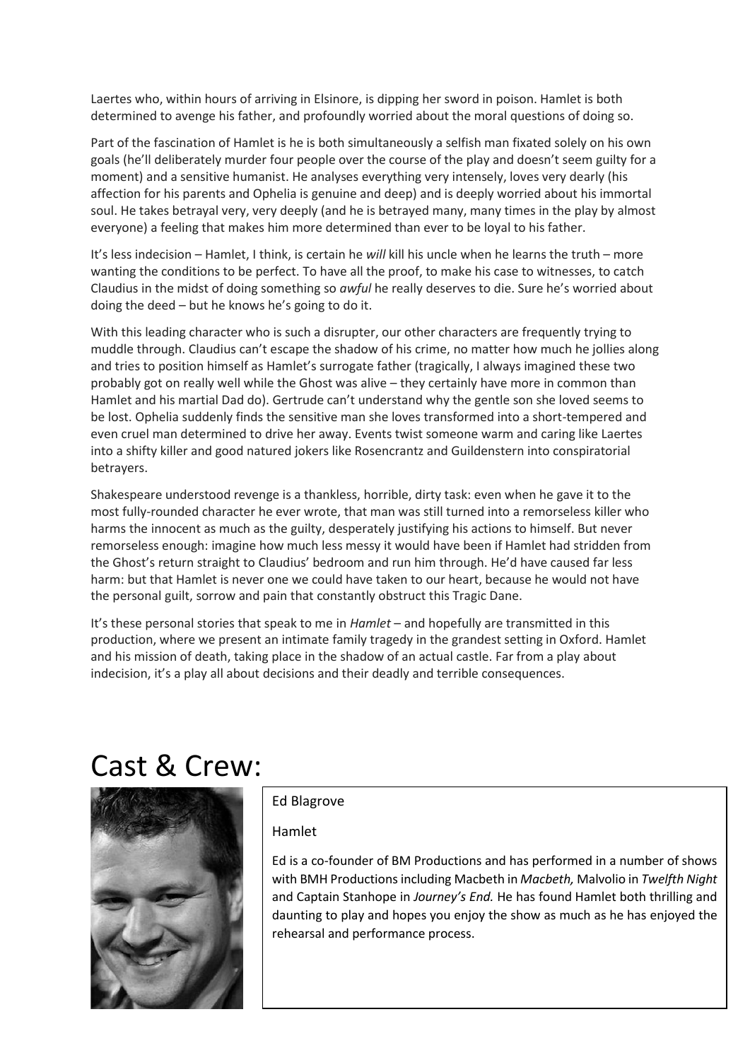Laertes who, within hours of arriving in Elsinore, is dipping her sword in poison. Hamlet is both determined to avenge his father, and profoundly worried about the moral questions of doing so.

Part of the fascination of Hamlet is he is both simultaneously a selfish man fixated solely on his own goals (he'll deliberately murder four people over the course of the play and doesn't seem guilty for a moment) and a sensitive humanist. He analyses everything very intensely, loves very dearly (his affection for his parents and Ophelia is genuine and deep) and is deeply worried about his immortal soul. He takes betrayal very, very deeply (and he is betrayed many, many times in the play by almost everyone) a feeling that makes him more determined than ever to be loyal to his father.

It's less indecision – Hamlet, I think, is certain he *will* kill his uncle when he learns the truth – more wanting the conditions to be perfect. To have all the proof, to make his case to witnesses, to catch Claudius in the midst of doing something so *awful* he really deserves to die. Sure he's worried about doing the deed – but he knows he's going to do it.

With this leading character who is such a disrupter, our other characters are frequently trying to muddle through. Claudius can't escape the shadow of his crime, no matter how much he jollies along and tries to position himself as Hamlet's surrogate father (tragically, I always imagined these two probably got on really well while the Ghost was alive – they certainly have more in common than Hamlet and his martial Dad do). Gertrude can't understand why the gentle son she loved seems to be lost. Ophelia suddenly finds the sensitive man she loves transformed into a short-tempered and even cruel man determined to drive her away. Events twist someone warm and caring like Laertes into a shifty killer and good natured jokers like Rosencrantz and Guildenstern into conspiratorial betrayers.

Shakespeare understood revenge is a thankless, horrible, dirty task: even when he gave it to the most fully-rounded character he ever wrote, that man was still turned into a remorseless killer who harms the innocent as much as the guilty, desperately justifying his actions to himself. But never remorseless enough: imagine how much less messy it would have been if Hamlet had stridden from the Ghost's return straight to Claudius' bedroom and run him through. He'd have caused far less harm: but that Hamlet is never one we could have taken to our heart, because he would not have the personal guilt, sorrow and pain that constantly obstruct this Tragic Dane.

It's these personal stories that speak to me in *Hamlet* – and hopefully are transmitted in this production, where we present an intimate family tragedy in the grandest setting in Oxford. Hamlet and his mission of death, taking place in the shadow of an actual castle. Far from a play about indecision, it's a play all about decisions and their deadly and terrible consequences.

# Cast & Crew:

Ed Blagrove

Hamlet

Ed is a co-founder of BM Productions and has performed in a number of shows with BMH Productions including Macbeth in *Macbeth,* Malvolio in *Twelfth Night* and Captain Stanhope in *Journey's End.* He has found Hamlet both thrilling and daunting to play and hopes you enjoy the show as much as he has enjoyed the rehearsal and performance process.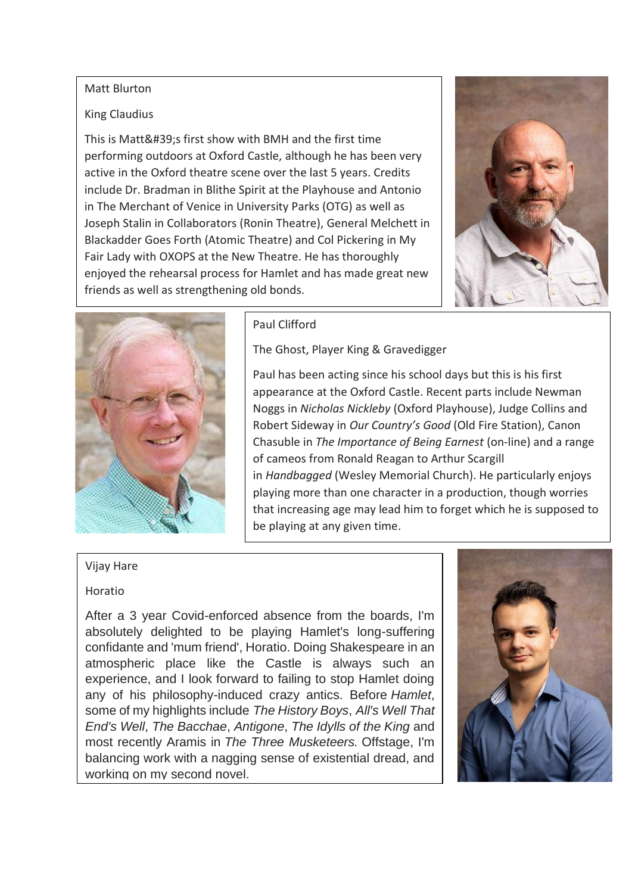Matt Blurton

King Claudius

This is Matt&#39;s first show with BMH and the first time performing outdoors at Oxford Castle, although he has been very active in the Oxford theatre scene over the last 5 years. Credits include Dr. Bradman in Blithe Spirit at the Playhouse and Antonio in The Merchant of Venice in University Parks (OTG) as well as Joseph Stalin in Collaborators (Ronin Theatre), General Melchett in Blackadder Goes Forth (Atomic Theatre) and Col Pickering in My Fair Lady with OXOPS at the New Theatre. He has thoroughly enjoyed the rehearsal process for Hamlet and has made great new friends as well as strengthening old bonds.

Paul Clifford

The Ghost, Player King & Gravedigger

Paul has been acting since his school days but this is his first appearance at the Oxford Castle. Recent parts include Newman Noggs in *Nicholas Nickleby* (Oxford Playhouse), Judge Collins and Robert Sideway in *Our Country's Good* (Old Fire Station), Canon Chasuble in *The Importance of Being Earnest* (on-line) and a range of cameos from Ronald Reagan to Arthur Scargill in *Handbagged* (Wesley Memorial Church). He particularly enjoys playing more than one character in a production, though worries that increasing age may lead him to forget which he is supposed to be playing at any given time.

Vijay Hare

Horatio

After a 3 year Covid-enforced absence from the boards, I'm absolutely delighted to be playing Hamlet's long-suffering confidante and 'mum friend', Horatio. Doing Shakespeare in an atmospheric place like the Castle is always such an experience, and I look forward to failing to stop Hamlet doing any of his philosophy-induced crazy antics. Before *Hamlet*, some of my highlights include *The History Boys*, *All's Well That End's Well*, *The Bacchae*, *Antigone*, *The Idylls of the King* and most recently Aramis in *The Three Musketeers.* Offstage, I'm balancing work with a nagging sense of existential dread, and working on my second novel.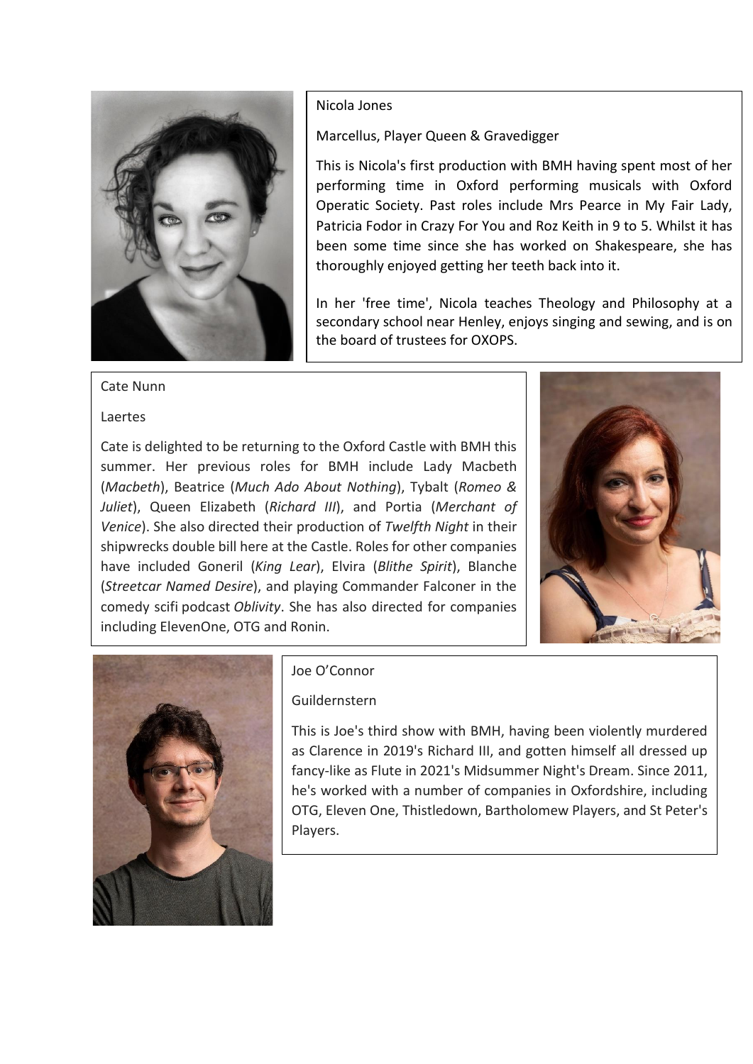Nicola Jones

Marcellus, Player Queen & Gravedigger

This is Nicola's first production with BMH having spent most of her performing time in Oxford performing musicals with Oxford Operatic Society. Past roles include Mrs Pearce in My Fair Lady, Patricia Fodor in Crazy For You and Roz Keith in 9 to 5. Whilst it has been some time since she has worked on Shakespeare, she has thoroughly enjoyed getting her teeth back into it.

In her 'free time', Nicola teaches Theology and Philosophy at a secondary school near Henley, enjoys singing and sewing, and is on the board of trustees for OXOPS.

Cate Nunn

Laertes

Cate is delighted to be returning to the Oxford Castle with BMH this summer. Her previous roles for BMH include Lady Macbeth (*Macbeth*), Beatrice (*Much Ado About Nothing*), Tybalt (*Romeo & Juliet*), Queen Elizabeth (*Richard III*), and Portia (*Merchant of Venice*). She also directed their production of *Twelfth Night* in their shipwrecks double bill here at the Castle. Roles for other companies have included Goneril (*King Lear*), Elvira (*Blithe Spirit*), Blanche (*Streetcar Named Desire*), and playing Commander Falconer in the comedy scifi podcast *Oblivity*. She has also directed for companies including ElevenOne, OTG and Ronin.

Joe O'Connor

Guildernstern

This is Joe's third show with BMH, having been violently murdered as Clarence in 2019's Richard III, and gotten himself all dressed up fancy-like as Flute in 2021's Midsummer Night's Dream. Since 2011, he's worked with a number of companies in Oxfordshire, including OTG, Eleven One, Thistledown, Bartholomew Players, and St Peter's Players.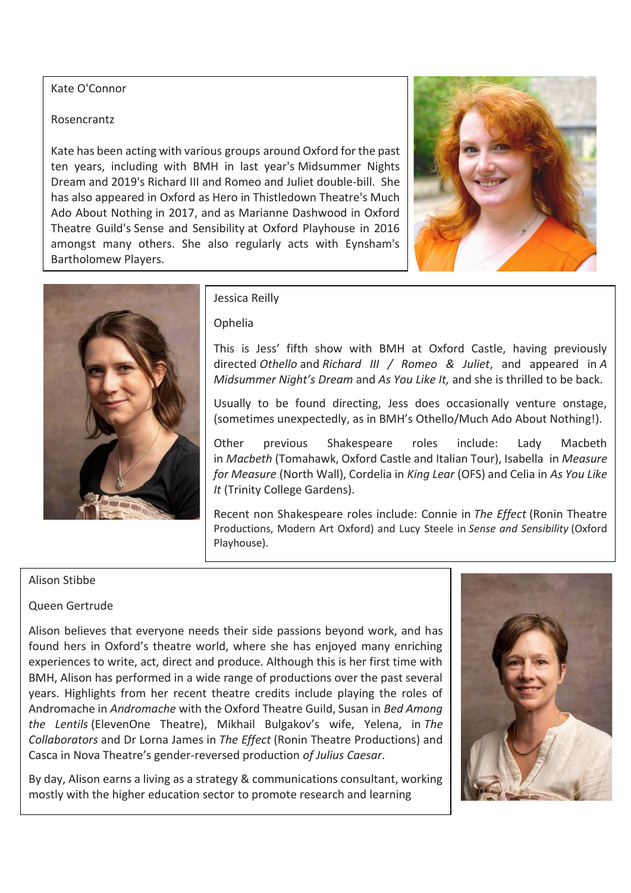Kate O'Connor

Rosencrantz

Kate has been acting with various groups around Oxford for the past ten years, including with BMH in last year's Midsummer Nights Dream and 2019's Richard III and Romeo and Juliet double-bill. She has also appeared in Oxford as Hero in Thistledown Theatre's Much Ado About Nothing in 2017, and as Marianne Dashwood in Oxford Theatre Guild's Sense and Sensibility at Oxford Playhouse in 2016 amongst many others. She also regularly acts with Eynsham's Bartholomew Players.

Jessica Reilly

Ophelia

This is Jess' fifth show with BMH at Oxford Castle, having previously directed *Othello* and *Richard III / Romeo & Juliet*, and appeared in *A Midsummer Night's Dream* and *As You Like It,* and she is thrilled to be back.

Usually to be found directing, Jess does occasionally venture onstage, (sometimes unexpectedly, as in BMH's Othello/Much Ado About Nothing!).

Other previous Shakespeare roles include: Lady Macbeth in *Macbeth* (Tomahawk, Oxford Castle and Italian Tour), Isabella in *Measure for Measure* (North Wall), Cordelia in *King Lear* (OFS) and Celia in *As You Like It* (Trinity College Gardens).

Recent non Shakespeare roles include: Connie in *The Effect* (Ronin Theatre Productions, Modern Art Oxford) and Lucy Steele in *Sense and Sensibility* (Oxford Playhouse).

Alison Stibbe

Queen Gertrude

Alison believes that everyone needs their side passions beyond work, and has found hers in Oxford's theatre world, where she has enjoyed many enriching experiences to write, act, direct and produce. Although this is her first time with BMH, Alison has performed in a wide range of productions over the past several years. Highlights from her recent theatre credits include playing the roles of Andromache in *Andromache* with the Oxford Theatre Guild, Susan in *Bed Among the Lentils* (ElevenOne Theatre), Mikhail Bulgakov's wife, Yelena, in *The Collaborators* and Dr Lorna James in *The Effect* (Ronin Theatre Productions) and Casca in Nova Theatre's gender-reversed production *of Julius Caesar*.

By day, Alison earns a living as a strategy & communications consultant, working mostly with the higher education sector to promote research and learning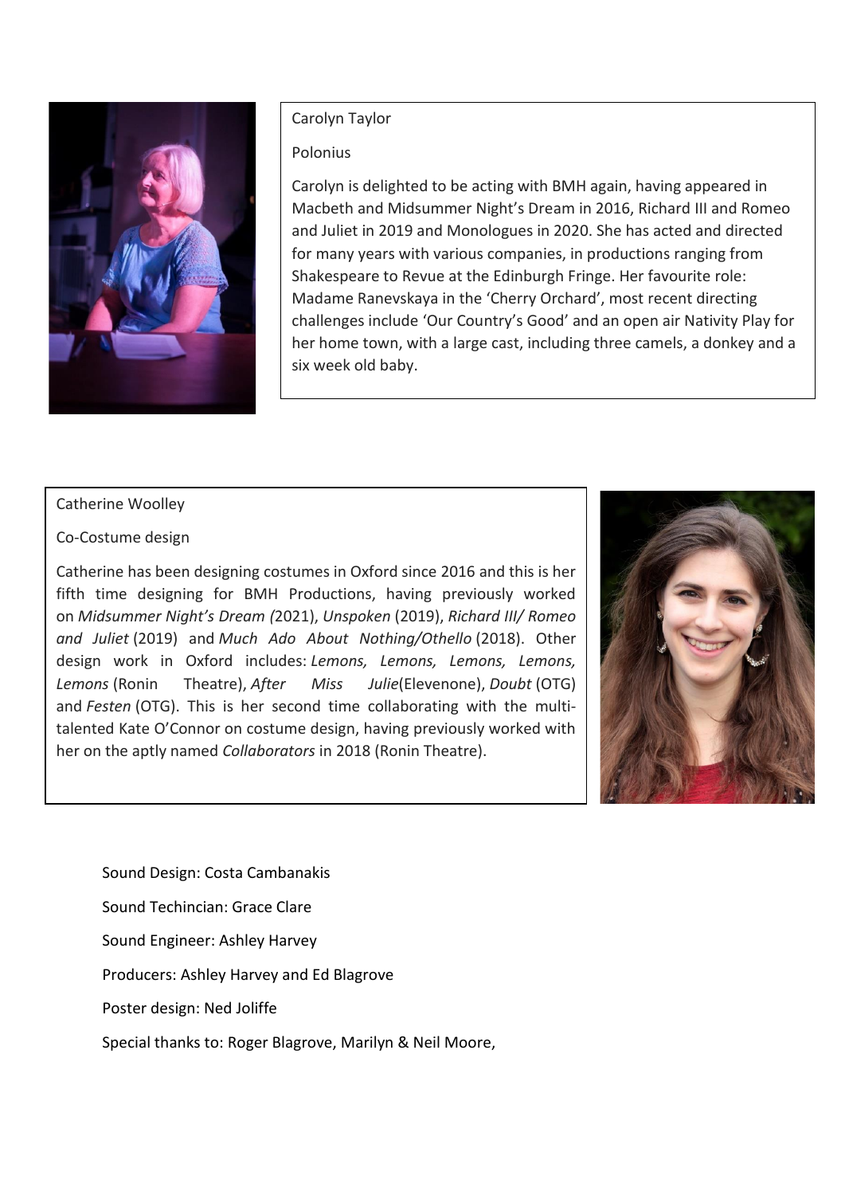Carolyn Taylor

Polonius

Carolyn is delighted to be acting with BMH again, having appeared in Macbeth and Midsummer Night's Dream in 2016, Richard III and Romeo and Juliet in 2019 and Monologues in 2020. She has acted and directed for many years with various companies, in productions ranging from Shakespeare to Revue at the Edinburgh Fringe. Her favourite role: Madame Ranevskaya in the 'Cherry Orchard', most recent directing challenges include 'Our Country's Good' and an open air Nativity Play for her home town, with a large cast, including three camels, a donkey and a six week old baby.

Catherine Woolley

Co-Costume design

Catherine has been designing costumes in Oxford since 2016 and this is her fifth time designing for BMH Productions, having previously worked on *Midsummer Night's Dream (*2021), *Unspoken* (2019), *Richard III/ Romeo and Juliet* (2019) and *Much Ado About Nothing/Othello* (2018). Other design work in Oxford includes: *Lemons, Lemons, Lemons, Lemons, Lemons* (Ronin Theatre), *After Miss Julie*(Elevenone), *Doubt* (OTG) and *Festen* (OTG). This is her second time collaborating with the multi-talented Kate O'Connor on costume design, having previously worked with her on the aptly named *Collaborators* in 2018 (Ronin Theatre).

Sound Design: Costa Cambanakis

Sound Techincian: Grace Clare

Sound Engineer: Ashley Harvey

Producers: Ashley Harvey and Ed Blagrove

Poster design: Ned Joliffe

Special thanks to: Roger Blagrove, Marilyn & Neil Moore,